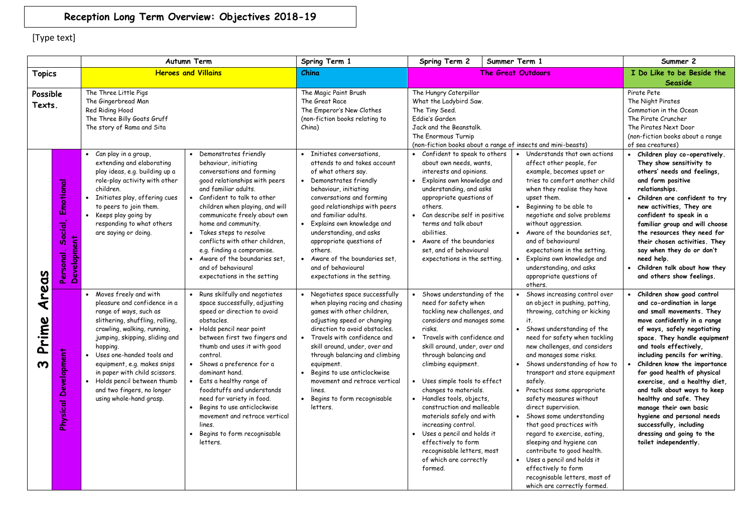# Reception Long Term Overview: Objectives 2018-19

[Type text]

| | | Autumn Term | | Spring Term 1 | Spring Term 2 | Summer Term 1 | Summer 2 |
|---|---|---|---|---|---|---|---|
| **Topics** | | **Heroes and Villains** | | **China** | **The Great Outdoors** | | **I Do Like to be Beside the Seaside** |
| **Possible Texts.** | | The Three Little Pigs<br>The Gingerbread Man<br>Red Riding Hood<br>The Three Billy Goats Gruff<br>The story of Rama and Sita | | The Magic Paint Brush<br>The Great Race<br>The Emperor's New Clothes<br>(non-fiction books relating to China) | The Hungry Caterpillar<br>What the Ladybird Saw.<br>The Tiny Seed.<br>Eddie's Garden<br>Jack and the Beanstalk.<br>The Enormous Turnip<br>(non-fiction books about a range of insects and mini-beasts) | | Pirate Pete<br>The Night Pirates<br>Commotion in the Ocean<br>The Pirate Cruncher<br>The Pirates Next Door<br>(non-fiction books about a range of sea creatures) |
| **3 Prime Areas** | **Personal. Social, Emotional Development** | • Can play in a group, extending and elaborating play ideas, e.g. building up a role-play activity with other children.<br>• Initiates play, offering cues to peers to join them.<br>• Keeps play going by responding to what others are saying or doing. | • Demonstrates friendly behaviour, initiating conversations and forming good relationships with peers and familiar adults.<br>• Confident to talk to other children when playing, and will communicate freely about own home and community.<br>• Takes steps to resolve conflicts with other children, e.g. finding a compromise.<br>• Aware of the boundaries set, and of behavioural expectations in the setting | • Initiates conversations, attends to and takes account of what others say.<br>• Demonstrates friendly behaviour, initiating conversations and forming good relationships with peers and familiar adults.<br>• Explains own knowledge and understanding, and asks appropriate questions of others.<br>• Aware of the boundaries set, and of behavioural expectations in the setting. | • Confident to speak to others about own needs, wants, interests and opinions.<br>• Explains own knowledge and understanding, and asks appropriate questions of others.<br>• Can describe self in positive terms and talk about abilities.<br>• Aware of the boundaries set, and of behavioural expectations in the setting. | • Understands that own actions affect other people, for example, becomes upset or tries to comfort another child when they realise they have upset them.<br>• Beginning to be able to negotiate and solve problems without aggression.<br>• Aware of the boundaries set, and of behavioural expectations in the setting.<br>• Explains own knowledge and understanding, and asks appropriate questions of others. | • **Children play co-operatively. They show sensitivity to others' needs and feelings, and form positive relationships.**<br>• **Children are confident to try new activities, They are confident to speak in a familiar group and will choose the resources they need for their chosen activities. They say when they do or don't need help.**<br>• **Children talk about how they and others show feelings.** |
| | **Physical Development** | • Moves freely and with pleasure and confidence in a range of ways, such as slithering, shuffling, rolling, crawling, walking, running, jumping, skipping, sliding and hopping.<br>• Uses one-handed tools and equipment, e.g. makes snips in paper with child scissors.<br>• Holds pencil between thumb and two fingers, no longer using whole-hand grasp. | • Runs skilfully and negotiates space successfully, adjusting speed or direction to avoid obstacles.<br>• Holds pencil near point between first two fingers and thumb and uses it with good control.<br>• Shows a preference for a dominant hand.<br>• Eats a healthy range of foodstuffs and understands need for variety in food.<br>• Begins to use anticlockwise movement and retrace vertical lines.<br>• Begins to form recognisable letters. | • Negotiates space successfully when playing racing and chasing games with other children, adjusting speed or changing direction to avoid obstacles.<br>• Travels with confidence and skill around, under, over and through balancing and climbing equipment.<br>• Begins to use anticlockwise movement and retrace vertical lines.<br>• Begins to form recognisable letters. | • Shows understanding of the need for safety when tackling new challenges, and considers and manages some risks.<br>• Travels with confidence and skill around, under, over and through balancing and climbing equipment.<br>• Uses simple tools to effect changes to materials.<br>• Handles tools, objects, construction and malleable materials safely and with increasing control.<br>• Uses a pencil and holds it effectively to form recognisable letters, most of which are correctly formed. | • Shows increasing control over an object in pushing, patting, throwing, catching or kicking it.<br>• Shows understanding of the need for safety when tackling new challenges, and considers and manages some risks.<br>• Shows understanding of how to transport and store equipment safely.<br>• Practices some appropriate safety measures without direct supervision.<br>• Shows some understanding that good practices with regard to exercise, eating, sleeping and hygiene can contribute to good health.<br>• Uses a pencil and holds it effectively to form recognisable letters, most of which are correctly formed. | • **Children show good control and co-ordination in large and small movements. They move confidently in a range of ways, safely negotiating space. They handle equipment and tools effectively, including pencils for writing.**<br>• **Children know the importance for good health of physical exercise, and a healthy diet, and talk about ways to keep healthy and safe. They manage their own basic hygiene and personal needs successfully, including dressing and going to the toilet independently.** |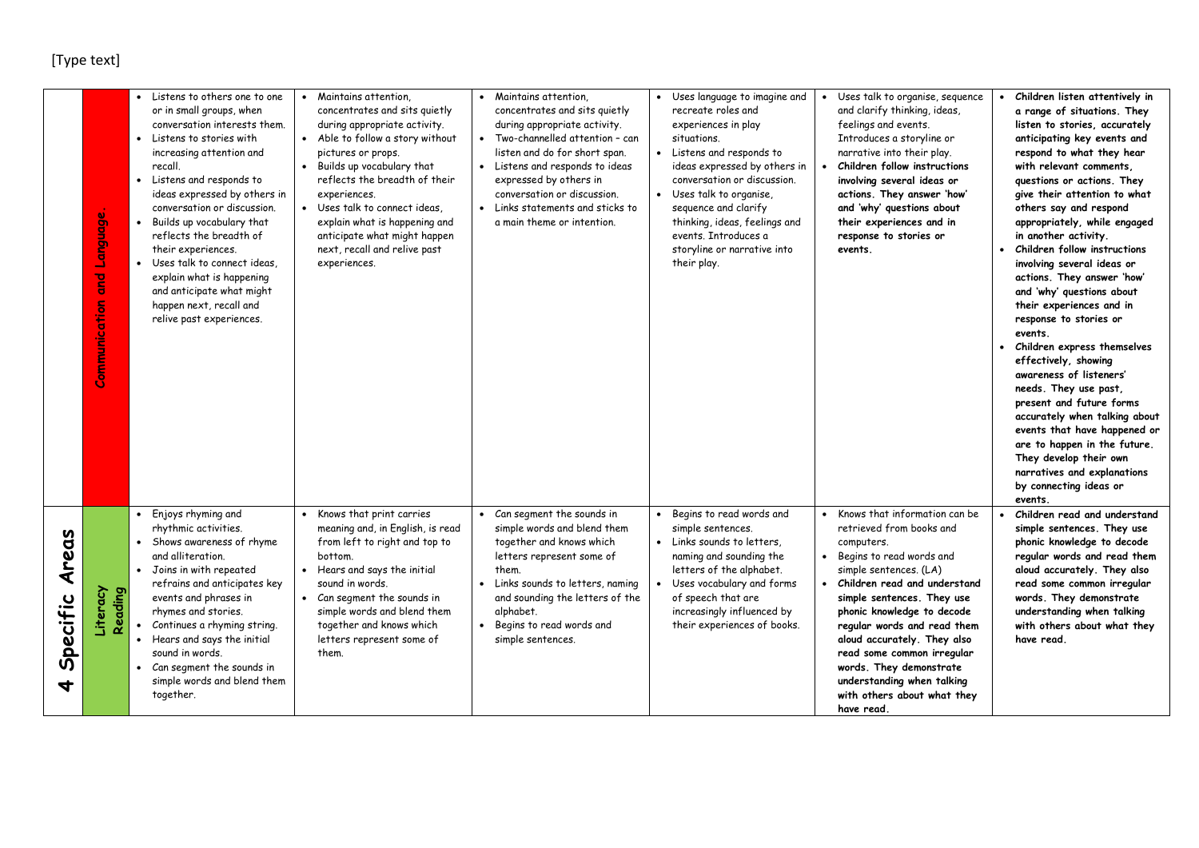[Type text]

| 4 Specific Areas | Area | | | | | | |
|---|---|---|---|---|---|---|---|
| | Communication and Language. | • Listens to others one to one or in small groups, when conversation interests them.<br>• Listens to stories with increasing attention and recall.<br>• Listens and responds to ideas expressed by others in conversation or discussion.<br>• Builds up vocabulary that reflects the breadth of their experiences.<br>• Uses talk to connect ideas, explain what is happening and anticipate what might happen next, recall and relive past experiences. | • Maintains attention, concentrates and sits quietly during appropriate activity.<br>• Able to follow a story without pictures or props.<br>• Builds up vocabulary that reflects the breadth of their experiences.<br>• Uses talk to connect ideas, explain what is happening and anticipate what might happen next, recall and relive past experiences. | • Maintains attention, concentrates and sits quietly during appropriate activity.<br>• Two-channelled attention – can listen and do for short span.<br>• Listens and responds to ideas expressed by others in conversation or discussion.<br>• Links statements and sticks to a main theme or intention. | • Uses language to imagine and recreate roles and experiences in play situations.<br>• Listens and responds to ideas expressed by others in conversation or discussion.<br>• Uses talk to organise, sequence and clarify thinking, ideas, feelings and events. Introduces a storyline or narrative into their play. | • Uses talk to organise, sequence and clarify thinking, ideas, feelings and events. Introduces a storyline or narrative into their play.<br>• **Children follow instructions involving several ideas or actions. They answer 'how' and 'why' questions about their experiences and in response to stories or events.** | • **Children listen attentively in a range of situations. They listen to stories, accurately anticipating key events and respond to what they hear with relevant comments, questions or actions. They give their attention to what others say and respond appropriately, while engaged in another activity.**<br>• **Children follow instructions involving several ideas or actions. They answer 'how' and 'why' questions about their experiences and in response to stories or events.**<br>• **Children express themselves effectively, showing awareness of listeners' needs. They use past, present and future forms accurately when talking about events that have happened or are to happen in the future. They develop their own narratives and explanations by connecting ideas or events.** |
| | Literacy Reading | • Enjoys rhyming and rhythmic activities.<br>• Shows awareness of rhyme and alliteration.<br>• Joins in with repeated refrains and anticipates key events and phrases in rhymes and stories.<br>• Continues a rhyming string.<br>• Hears and says the initial sound in words.<br>• Can segment the sounds in simple words and blend them together. | • Knows that print carries meaning and, in English, is read from left to right and top to bottom.<br>• Hears and says the initial sound in words.<br>• Can segment the sounds in simple words and blend them together and knows which letters represent some of them. | • Can segment the sounds in simple words and blend them together and knows which letters represent some of them.<br>• Links sounds to letters, naming and sounding the letters of the alphabet.<br>• Begins to read words and simple sentences. | • Begins to read words and simple sentences.<br>• Links sounds to letters, naming and sounding the letters of the alphabet.<br>• Uses vocabulary and forms of speech that are increasingly influenced by their experiences of books. | • Knows that information can be retrieved from books and computers.<br>• Begins to read words and simple sentences. (LA)<br>• **Children read and understand simple sentences. They use phonic knowledge to decode regular words and read them aloud accurately. They also read some common irregular words. They demonstrate understanding when talking with others about what they have read.** | • **Children read and understand simple sentences. They use phonic knowledge to decode regular words and read them aloud accurately. They also read some common irregular words. They demonstrate understanding when talking with others about what they have read.** |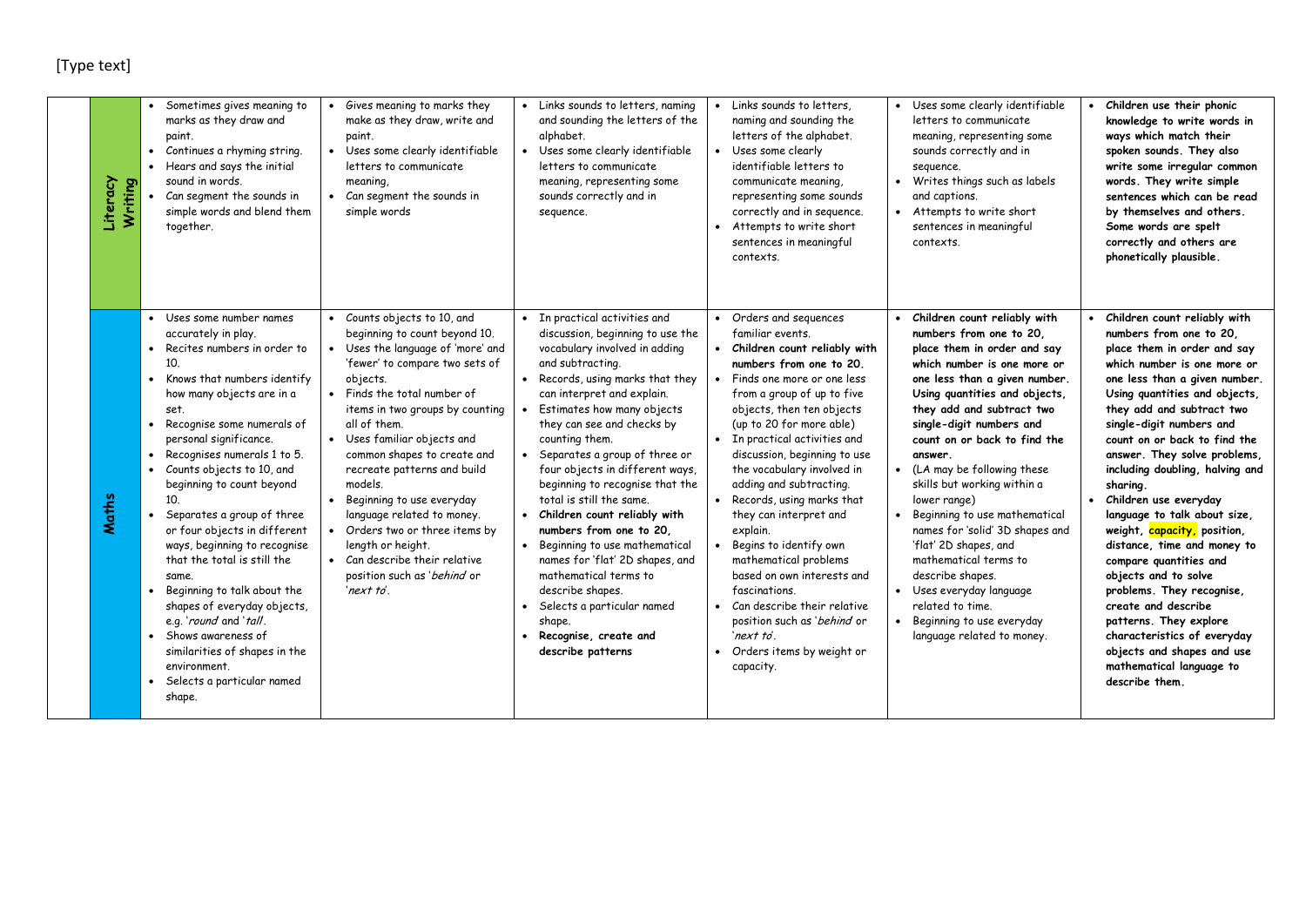[Type text]

| | | | | | | |
|---|---|---|---|---|---|---|
| **Literacy Writing** | • Sometimes gives meaning to marks as they draw and paint.<br>• Continues a rhyming string.<br>• Hears and says the initial sound in words.<br>• Can segment the sounds in simple words and blend them together. | • Gives meaning to marks they make as they draw, write and paint.<br>• Uses some clearly identifiable letters to communicate meaning,<br>• Can segment the sounds in simple words | • Links sounds to letters, naming and sounding the letters of the alphabet.<br>• Uses some clearly identifiable letters to communicate meaning, representing some sounds correctly and in sequence. | • Links sounds to letters, naming and sounding the letters of the alphabet.<br>• Uses some clearly identifiable letters to communicate meaning, representing some sounds correctly and in sequence.<br>• Attempts to write short sentences in meaningful contexts. | • Uses some clearly identifiable letters to communicate meaning, representing some sounds correctly and in sequence.<br>• Writes things such as labels and captions.<br>• Attempts to write short sentences in meaningful contexts. | • **Children use their phonic knowledge to write words in ways which match their spoken sounds. They also write some irregular common words. They write simple sentences which can be read by themselves and others. Some words are spelt correctly and others are phonetically plausible.** |
| **Maths** | • Uses some number names accurately in play.<br>• Recites numbers in order to 10.<br>• Knows that numbers identify how many objects are in a set.<br>• Recognise some numerals of personal significance.<br>• Recognises numerals 1 to 5.<br>• Counts objects to 10, and beginning to count beyond 10.<br>• Separates a group of three or four objects in different ways, beginning to recognise that the total is still the same.<br>• Beginning to talk about the shapes of everyday objects, e.g. '*round* and '*tall*.<br>• Shows awareness of similarities of shapes in the environment.<br>• Selects a particular named shape. | • Counts objects to 10, and beginning to count beyond 10.<br>• Uses the language of 'more' and 'fewer' to compare two sets of objects.<br>• Finds the total number of items in two groups by counting all of them.<br>• Uses familiar objects and common shapes to create and recreate patterns and build models.<br>• Beginning to use everyday language related to money.<br>• Orders two or three items by length or height.<br>• Can describe their relative position such as '*behind* or '*next to*'. | • In practical activities and discussion, beginning to use the vocabulary involved in adding and subtracting.<br>• Records, using marks that they can interpret and explain.<br>• Estimates how many objects they can see and checks by counting them.<br>• Separates a group of three or four objects in different ways, beginning to recognise that the total is still the same.<br>• **Children count reliably with numbers from one to 20,**<br>• Beginning to use mathematical names for 'flat' 2D shapes, and mathematical terms to describe shapes.<br>• Selects a particular named shape.<br>• **Recognise, create and describe patterns** | • Orders and sequences familiar events.<br>• **Children count reliably with numbers from one to 20.**<br>• Finds one more or one less from a group of up to five objects, then ten objects (up to 20 for more able)<br>• In practical activities and discussion, beginning to use the vocabulary involved in adding and subtracting.<br>• Records, using marks that they can interpret and explain.<br>• Begins to identify own mathematical problems based on own interests and fascinations.<br>• Can describe their relative position such as '*behind* or '*next to*'.<br>• Orders items by weight or capacity. | • **Children count reliably with numbers from one to 20, place them in order and say which number is one more or one less than a given number. Using quantities and objects, they add and subtract two single-digit numbers and count on or back to find the answer.**<br>• (LA may be following these skills but working within a lower range)<br>• Beginning to use mathematical names for 'solid' 3D shapes and 'flat' 2D shapes, and mathematical terms to describe shapes.<br>• Uses everyday language related to time.<br>• Beginning to use everyday language related to money. | • **Children count reliably with numbers from one to 20, place them in order and say which number is one more or one less than a given number. Using quantities and objects, they add and subtract two single-digit numbers and count on or back to find the answer. They solve problems, including doubling, halving and sharing.**<br>• **Children use everyday language to talk about size, weight, capacity, position, distance, time and money to compare quantities and objects and to solve problems. They recognise, create and describe patterns. They explore characteristics of everyday objects and shapes and use mathematical language to describe them.** |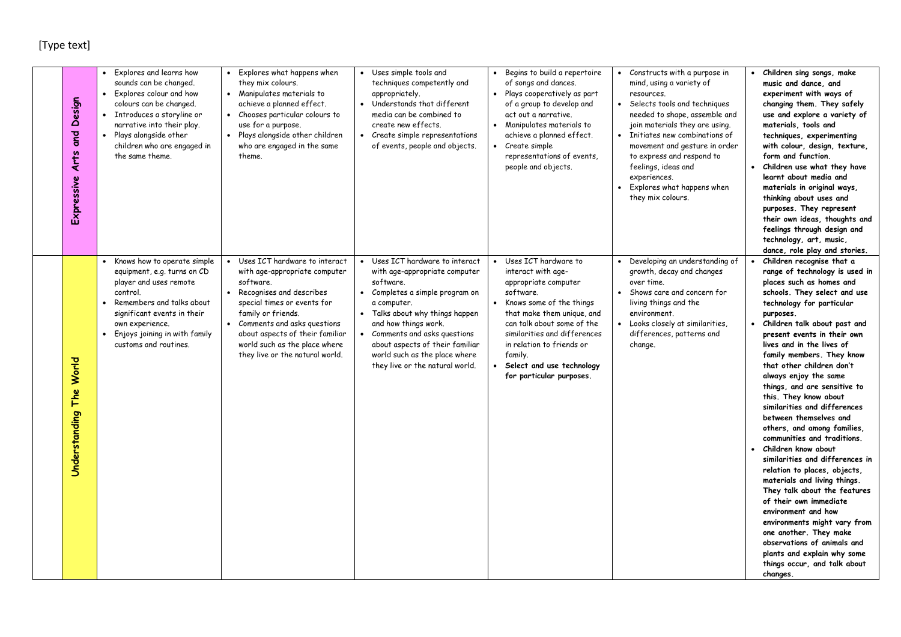[Type text]

| | | | | | | | |
|---|---|---|---|---|---|---|---|
| | **Expressive Arts and Design** | • Explores and learns how sounds can be changed.<br>• Explores colour and how colours can be changed.<br>• Introduces a storyline or narrative into their play.<br>• Plays alongside other children who are engaged in the same theme. | • Explores what happens when they mix colours.<br>• Manipulates materials to achieve a planned effect.<br>• Chooses particular colours to use for a purpose.<br>• Plays alongside other children who are engaged in the same theme. | • Uses simple tools and techniques competently and appropriately.<br>• Understands that different media can be combined to create new effects.<br>• Create simple representations of events, people and objects. | • Begins to build a repertoire of songs and dances.<br>• Plays cooperatively as part of a group to develop and act out a narrative.<br>• Manipulates materials to achieve a planned effect.<br>• Create simple representations of events, people and objects. | • Constructs with a purpose in mind, using a variety of resources.<br>• Selects tools and techniques needed to shape, assemble and join materials they are using.<br>• Initiates new combinations of movement and gesture in order to express and respond to feelings, ideas and experiences.<br>• Explores what happens when they mix colours. | • **Children sing songs, make music and dance, and experiment with ways of changing them. They safely use and explore a variety of materials, tools and techniques, experimenting with colour, design, texture, form and function.**<br>• **Children use what they have learnt about media and materials in original ways, thinking about uses and purposes. They represent their own ideas, thoughts and feelings through design and technology, art, music, dance, role play and stories.** |
| | **Understanding The World** | • Knows how to operate simple equipment, e.g. turns on CD player and uses remote control.<br>• Remembers and talks about significant events in their own experience.<br>• Enjoys joining in with family customs and routines. | • Uses ICT hardware to interact with age-appropriate computer software.<br>• Recognises and describes special times or events for family or friends.<br>• Comments and asks questions about aspects of their familiar world such as the place where they live or the natural world. | • Uses ICT hardware to interact with age-appropriate computer software.<br>• Completes a simple program on a computer.<br>• Talks about why things happen and how things work.<br>• Comments and asks questions about aspects of their familiar world such as the place where they live or the natural world. | • Uses ICT hardware to interact with age-appropriate computer software.<br>• Knows some of the things that make them unique, and can talk about some of the similarities and differences in relation to friends or family.<br>• **Select and use technology for particular purposes.** | • Developing an understanding of growth, decay and changes over time.<br>• Shows care and concern for living things and the environment.<br>• Looks closely at similarities, differences, patterns and change. | • **Children recognise that a range of technology is used in places such as homes and schools. They select and use technology for particular purposes.**<br>• **Children talk about past and present events in their own lives and in the lives of family members. They know that other children don't always enjoy the same things, and are sensitive to this. They know about similarities and differences between themselves and others, and among families, communities and traditions.**<br>• **Children know about similarities and differences in relation to places, objects, materials and living things. They talk about the features of their own immediate environment and how environments might vary from one another. They make observations of animals and plants and explain why some things occur, and talk about changes.** |